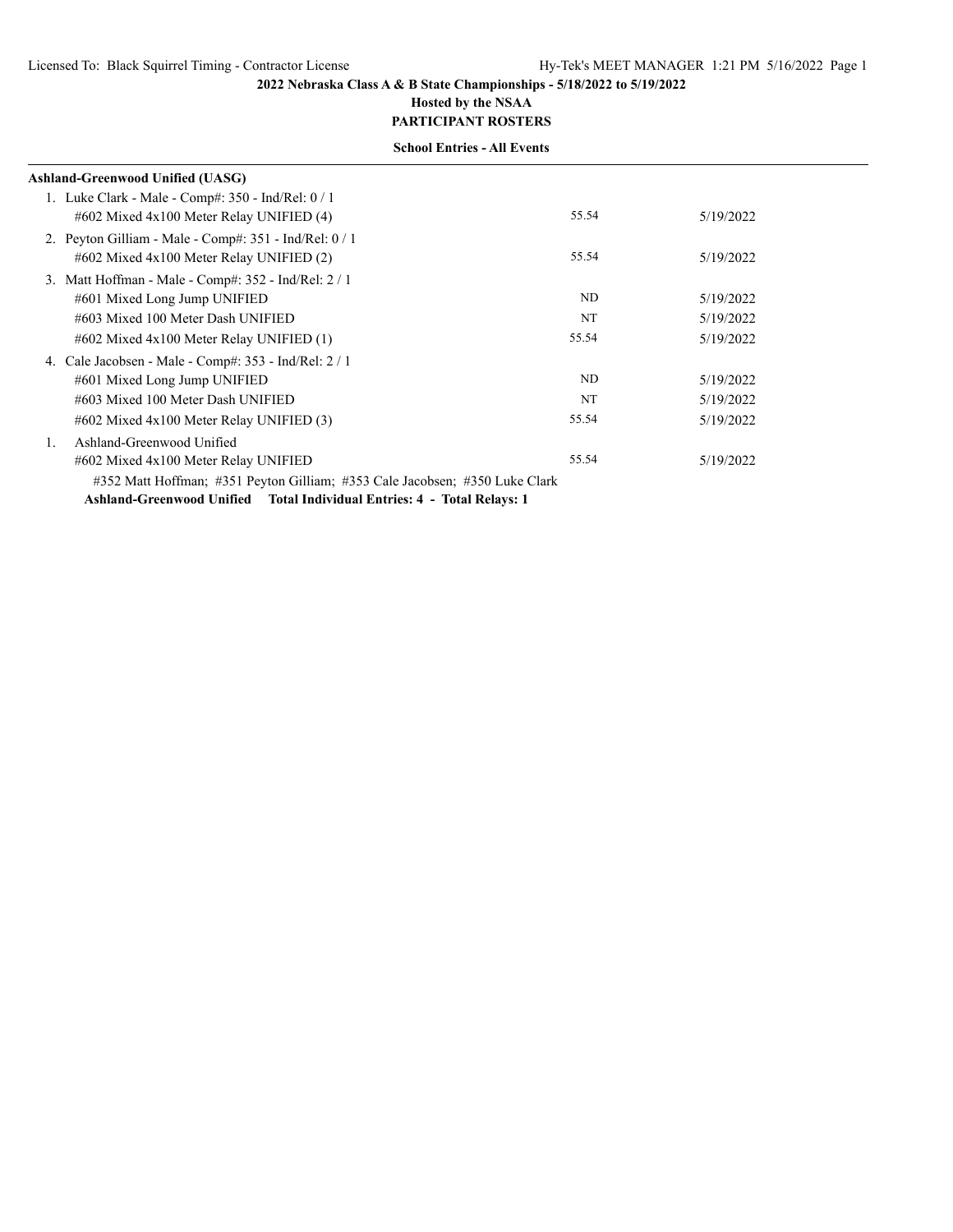**2022 Nebraska Class A & B State Championships - 5/18/2022 to 5/19/2022**

**Hosted by the NSAA**

**PARTICIPANT ROSTERS**

**School Entries - All Events**

**Ashland-Greenwood Unified (UASG)**

1. Luke Clark - Male - Comp#: 350 - Ind/Rel: 0 / 1

| Event | Seed | Date |
|---|---|---|
| #602 Mixed 4x100 Meter Relay UNIFIED (4) | 55.54 | 5/19/2022 |

2. Peyton Gilliam - Male - Comp#: 351 - Ind/Rel: 0 / 1

| Event | Seed | Date |
|---|---|---|
| #602 Mixed 4x100 Meter Relay UNIFIED (2) | 55.54 | 5/19/2022 |

3. Matt Hoffman - Male - Comp#: 352 - Ind/Rel: 2 / 1

| Event | Seed | Date |
|---|---|---|
| #601 Mixed Long Jump UNIFIED | ND | 5/19/2022 |
| #603 Mixed 100 Meter Dash UNIFIED | NT | 5/19/2022 |
| #602 Mixed 4x100 Meter Relay UNIFIED (1) | 55.54 | 5/19/2022 |

4. Cale Jacobsen - Male - Comp#: 353 - Ind/Rel: 2 / 1

| Event | Seed | Date |
|---|---|---|
| #601 Mixed Long Jump UNIFIED | ND | 5/19/2022 |
| #603 Mixed 100 Meter Dash UNIFIED | NT | 5/19/2022 |
| #602 Mixed 4x100 Meter Relay UNIFIED (3) | 55.54 | 5/19/2022 |

1. Ashland-Greenwood Unified

| Event | Seed | Date |
|---|---|---|
| #602 Mixed 4x100 Meter Relay UNIFIED | 55.54 | 5/19/2022 |

#352 Matt Hoffman; #351 Peyton Gilliam; #353 Cale Jacobsen; #350 Luke Clark

**Ashland-Greenwood Unified Total Individual Entries: 4 - Total Relays: 1**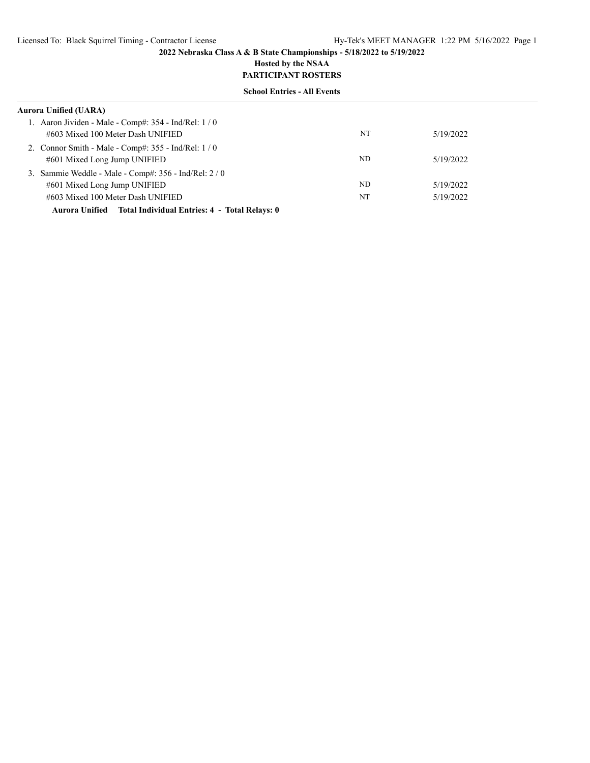**2022 Nebraska Class A & B State Championships - 5/18/2022 to 5/19/2022**

**Hosted by the NSAA**

**PARTICIPANT ROSTERS**

**School Entries - All Events**

**Aurora Unified (UARA)**

1. Aaron Jividen - Male - Comp#: 354 - Ind/Rel: 1 / 0

| | | |
|---|---|---|
| #603 Mixed 100 Meter Dash UNIFIED | NT | 5/19/2022 |

2. Connor Smith - Male - Comp#: 355 - Ind/Rel: 1 / 0

| | | |
|---|---|---|
| #601 Mixed Long Jump UNIFIED | ND | 5/19/2022 |

3. Sammie Weddle - Male - Comp#: 356 - Ind/Rel: 2 / 0

| | | |
|---|---|---|
| #601 Mixed Long Jump UNIFIED | ND | 5/19/2022 |
| #603 Mixed 100 Meter Dash UNIFIED | NT | 5/19/2022 |

**Aurora Unified Total Individual Entries: 4 - Total Relays: 0**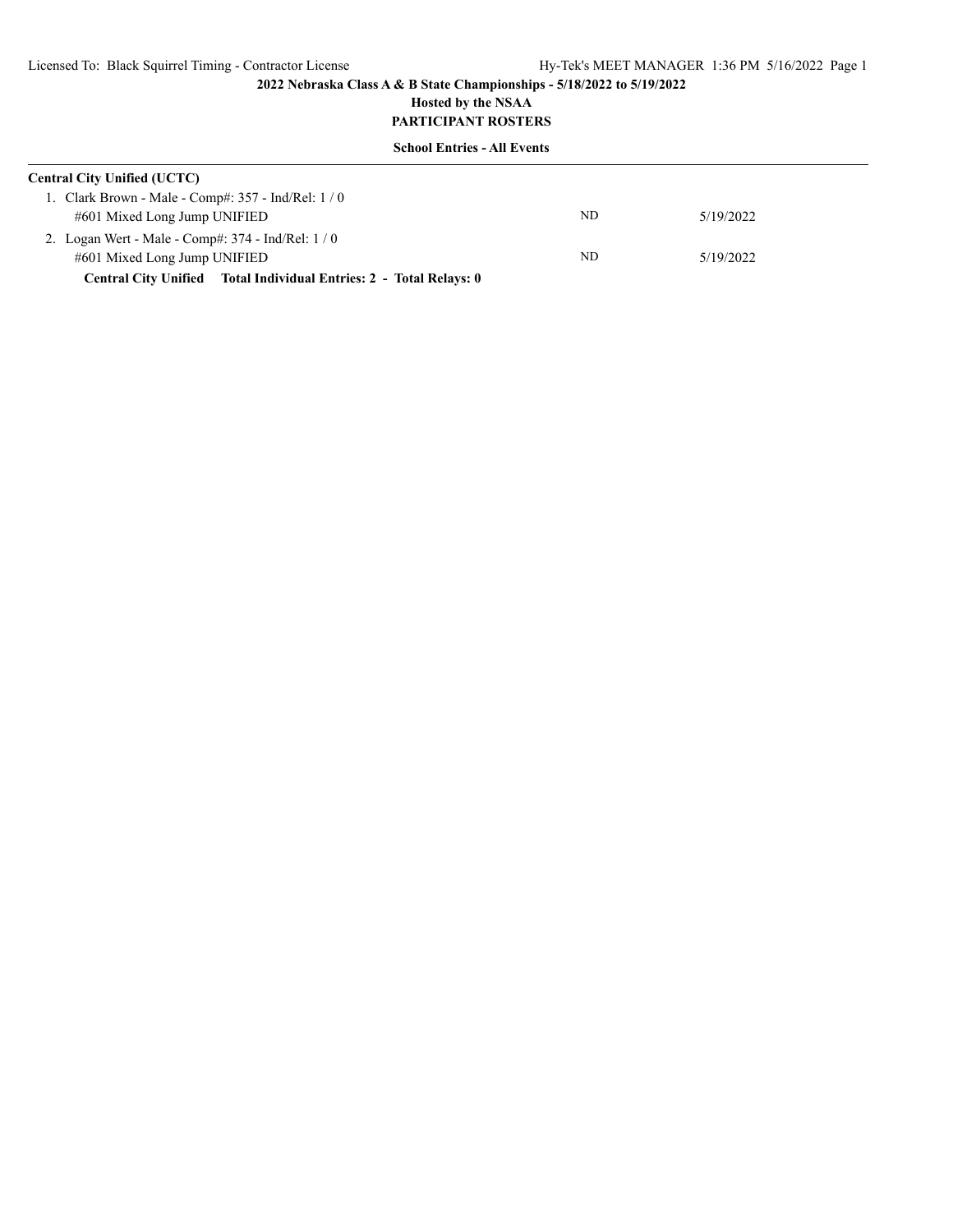**2022 Nebraska Class A & B State Championships - 5/18/2022 to 5/19/2022**

**Hosted by the NSAA**

**PARTICIPANT ROSTERS**

**School Entries - All Events**

---

**Central City Unified (UCTC)**

1. Clark Brown - Male - Comp#: 357 - Ind/Rel: 1 / 0
   #601 Mixed Long Jump UNIFIED　　ND　　5/19/2022
2. Logan Wert - Male - Comp#: 374 - Ind/Rel: 1 / 0
   #601 Mixed Long Jump UNIFIED　　ND　　5/19/2022

**Central City Unified　Total Individual Entries: 2 - Total Relays: 0**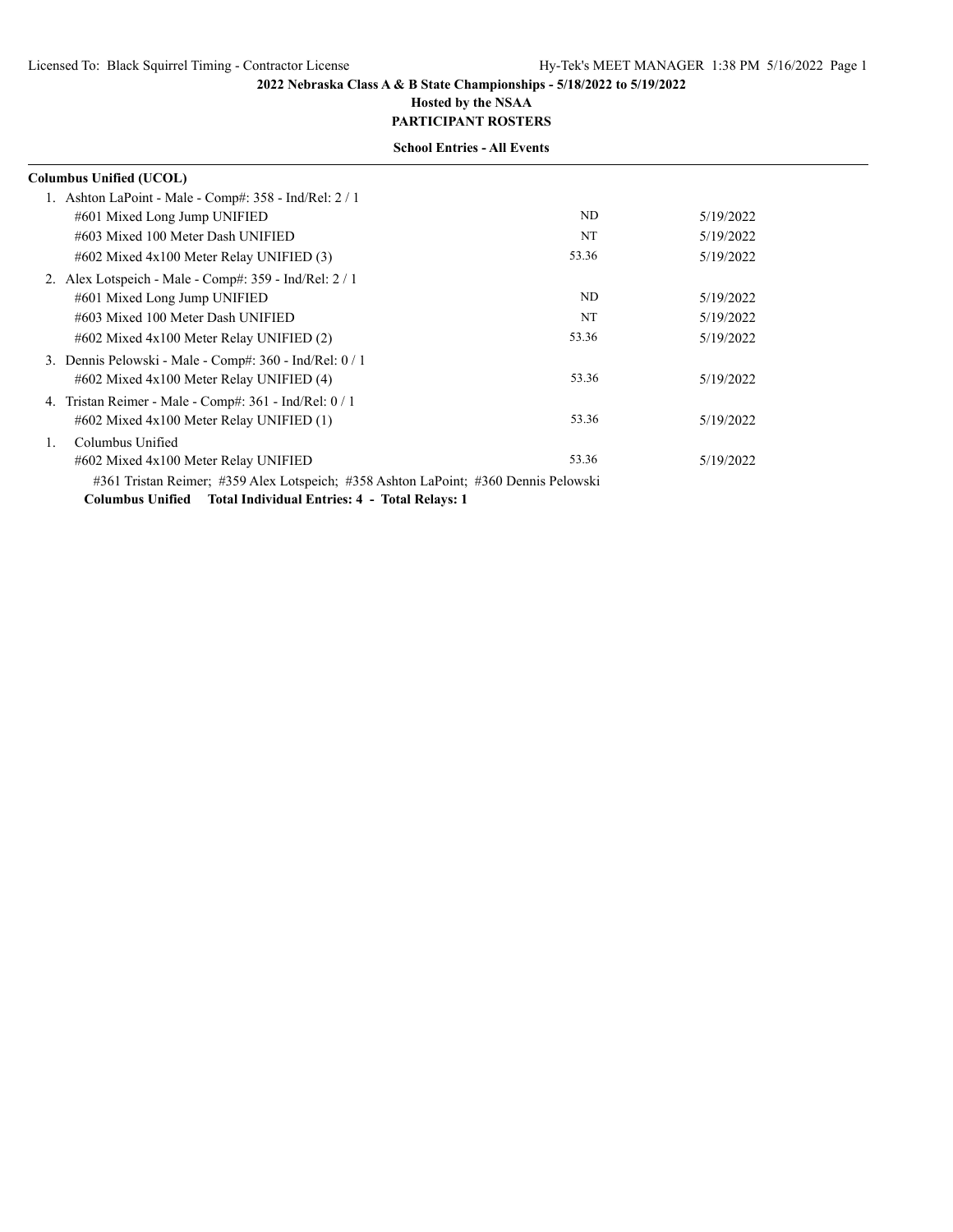**2022 Nebraska Class A & B State Championships - 5/18/2022 to 5/19/2022**

**Hosted by the NSAA**

**PARTICIPANT ROSTERS**

**School Entries - All Events**

**Columbus Unified (UCOL)**

1. Ashton LaPoint - Male - Comp#: 358 - Ind/Rel: 2 / 1

| Event | Seed | Date |
|---|---|---|
| #601 Mixed Long Jump UNIFIED | ND | 5/19/2022 |
| #603 Mixed 100 Meter Dash UNIFIED | NT | 5/19/2022 |
| #602 Mixed 4x100 Meter Relay UNIFIED (3) | 53.36 | 5/19/2022 |

2. Alex Lotspeich - Male - Comp#: 359 - Ind/Rel: 2 / 1

| Event | Seed | Date |
|---|---|---|
| #601 Mixed Long Jump UNIFIED | ND | 5/19/2022 |
| #603 Mixed 100 Meter Dash UNIFIED | NT | 5/19/2022 |
| #602 Mixed 4x100 Meter Relay UNIFIED (2) | 53.36 | 5/19/2022 |

3. Dennis Pelowski - Male - Comp#: 360 - Ind/Rel: 0 / 1

| Event | Seed | Date |
|---|---|---|
| #602 Mixed 4x100 Meter Relay UNIFIED (4) | 53.36 | 5/19/2022 |

4. Tristan Reimer - Male - Comp#: 361 - Ind/Rel: 0 / 1

| Event | Seed | Date |
|---|---|---|
| #602 Mixed 4x100 Meter Relay UNIFIED (1) | 53.36 | 5/19/2022 |

1. Columbus Unified

| Event | Seed | Date |
|---|---|---|
| #602 Mixed 4x100 Meter Relay UNIFIED | 53.36 | 5/19/2022 |

#361 Tristan Reimer; #359 Alex Lotspeich; #358 Ashton LaPoint; #360 Dennis Pelowski

**Columbus Unified Total Individual Entries: 4 - Total Relays: 1**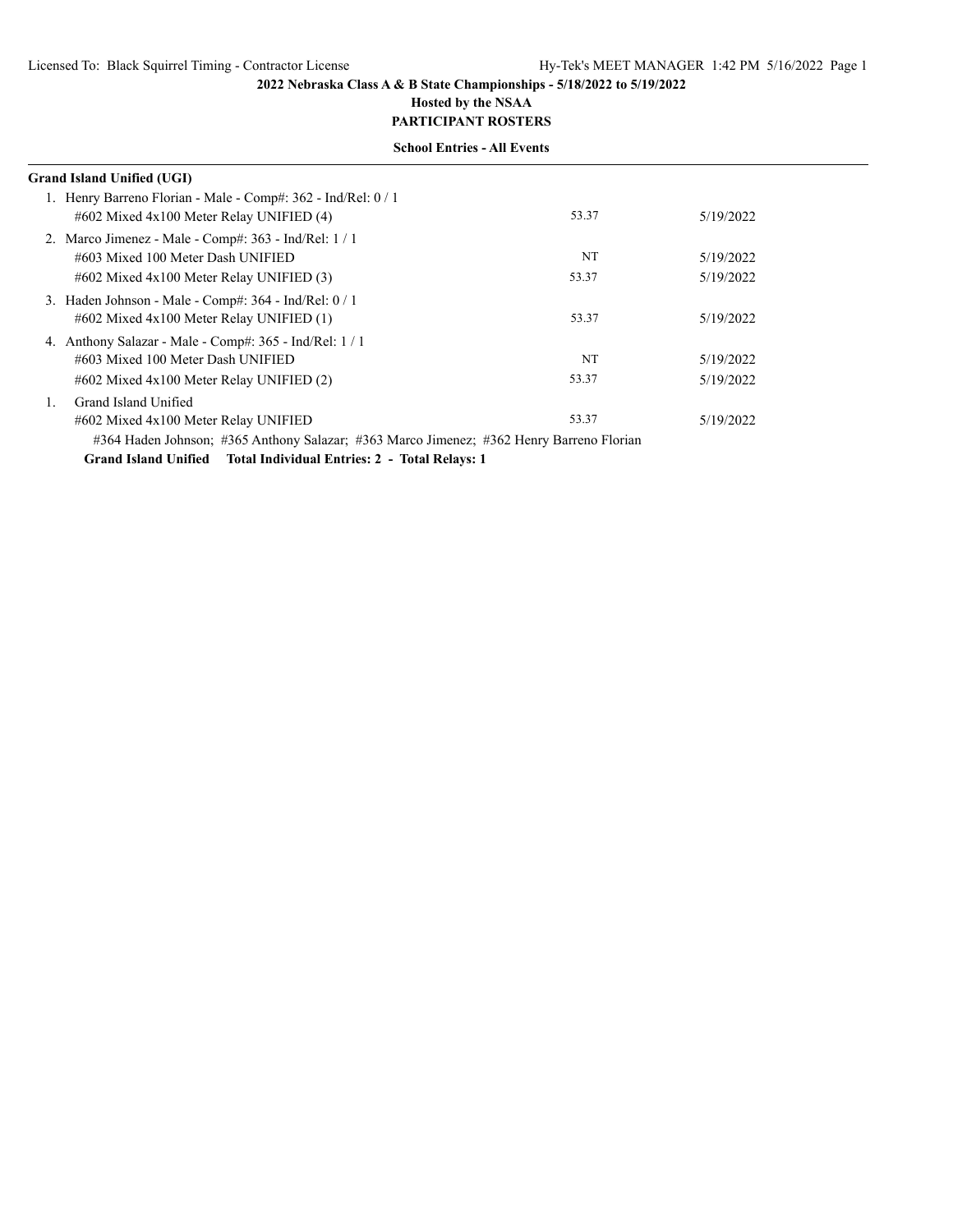**2022 Nebraska Class A & B State Championships - 5/18/2022 to 5/19/2022**

**Hosted by the NSAA**

**PARTICIPANT ROSTERS**

**School Entries - All Events**

**Grand Island Unified (UGI)**

1. Henry Barreno Florian - Male - Comp#: 362 - Ind/Rel: 0 / 1

| | | |
|---|---|---|
| #602 Mixed 4x100 Meter Relay UNIFIED (4) | 53.37 | 5/19/2022 |

2. Marco Jimenez - Male - Comp#: 363 - Ind/Rel: 1 / 1

| | | |
|---|---|---|
| #603 Mixed 100 Meter Dash UNIFIED | NT | 5/19/2022 |
| #602 Mixed 4x100 Meter Relay UNIFIED (3) | 53.37 | 5/19/2022 |

3. Haden Johnson - Male - Comp#: 364 - Ind/Rel: 0 / 1

| | | |
|---|---|---|
| #602 Mixed 4x100 Meter Relay UNIFIED (1) | 53.37 | 5/19/2022 |

4. Anthony Salazar - Male - Comp#: 365 - Ind/Rel: 1 / 1

| | | |
|---|---|---|
| #603 Mixed 100 Meter Dash UNIFIED | NT | 5/19/2022 |
| #602 Mixed 4x100 Meter Relay UNIFIED (2) | 53.37 | 5/19/2022 |

1. Grand Island Unified

| | | |
|---|---|---|
| #602 Mixed 4x100 Meter Relay UNIFIED | 53.37 | 5/19/2022 |

#364 Haden Johnson; #365 Anthony Salazar; #363 Marco Jimenez; #362 Henry Barreno Florian

**Grand Island Unified Total Individual Entries: 2 - Total Relays: 1**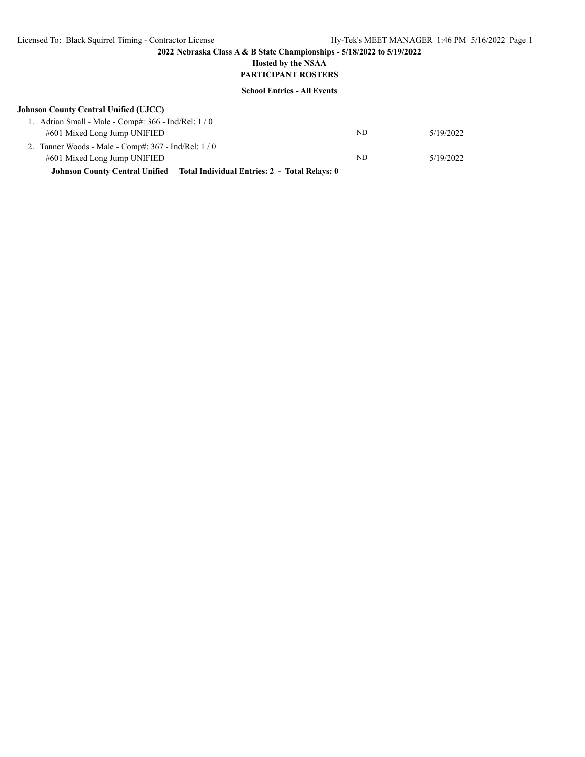2022 Nebraska Class A & B State Championships - 5/18/2022 to 5/19/2022

Hosted by the NSAA

**PARTICIPANT ROSTERS**

**School Entries - All Events**

**Johnson County Central Unified (UJCC)**

1. Adrian Small - Male - Comp#: 366 - Ind/Rel: 1 / 0
   #601 Mixed Long Jump UNIFIED — ND — 5/19/2022
2. Tanner Woods - Male - Comp#: 367 - Ind/Rel: 1 / 0
   #601 Mixed Long Jump UNIFIED — ND — 5/19/2022

**Johnson County Central Unified Total Individual Entries: 2 - Total Relays: 0**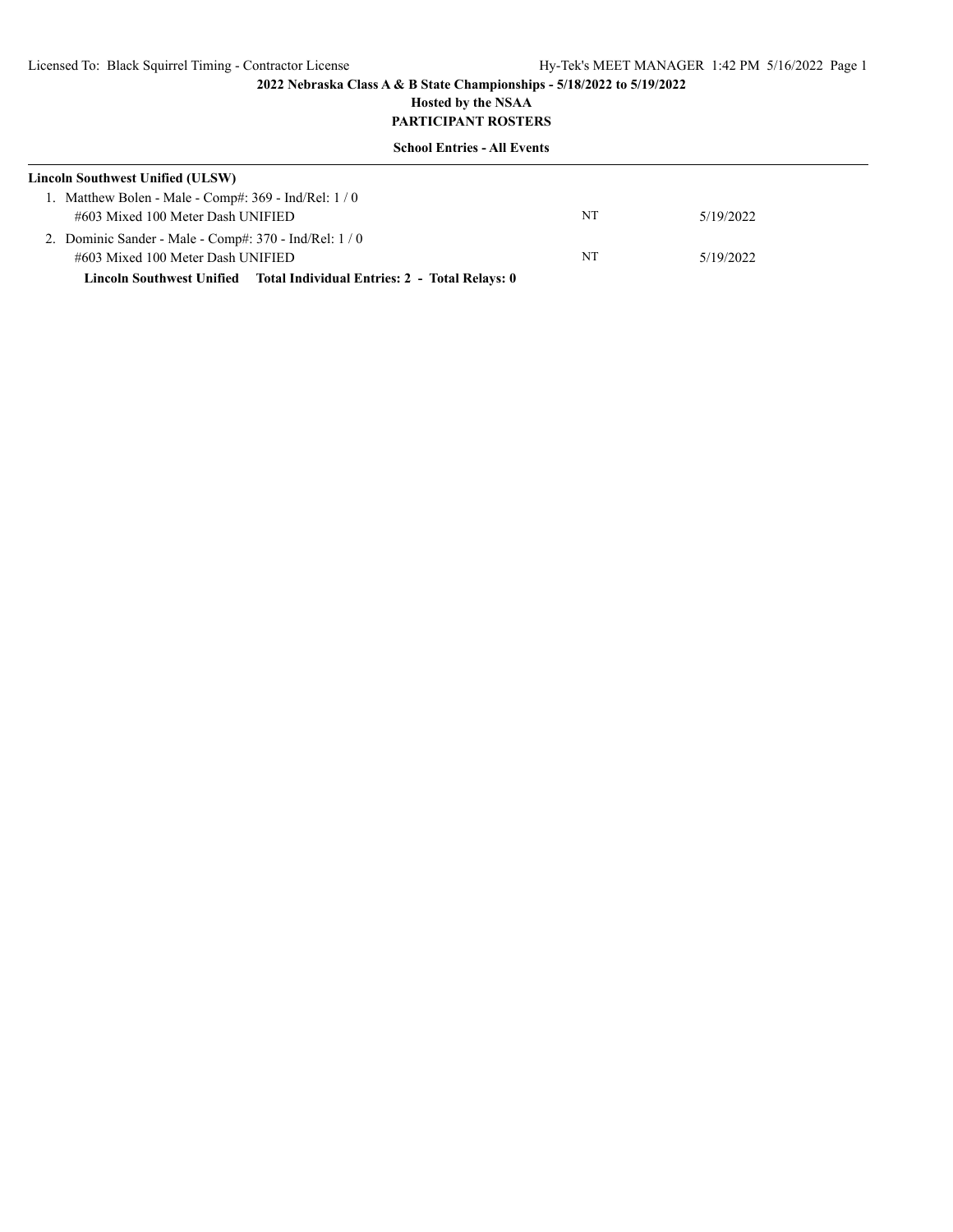**2022 Nebraska Class A & B State Championships - 5/18/2022 to 5/19/2022**

**Hosted by the NSAA**

**PARTICIPANT ROSTERS**

**School Entries - All Events**

---

**Lincoln Southwest Unified (ULSW)**

1. Matthew Bolen - Male - Comp#: 369 - Ind/Rel: 1 / 0

| Event | Seed | Date |
|---|---|---|
| #603 Mixed 100 Meter Dash UNIFIED | NT | 5/19/2022 |

2. Dominic Sander - Male - Comp#: 370 - Ind/Rel: 1 / 0

| Event | Seed | Date |
|---|---|---|
| #603 Mixed 100 Meter Dash UNIFIED | NT | 5/19/2022 |

**Lincoln Southwest Unified    Total Individual Entries: 2 - Total Relays: 0**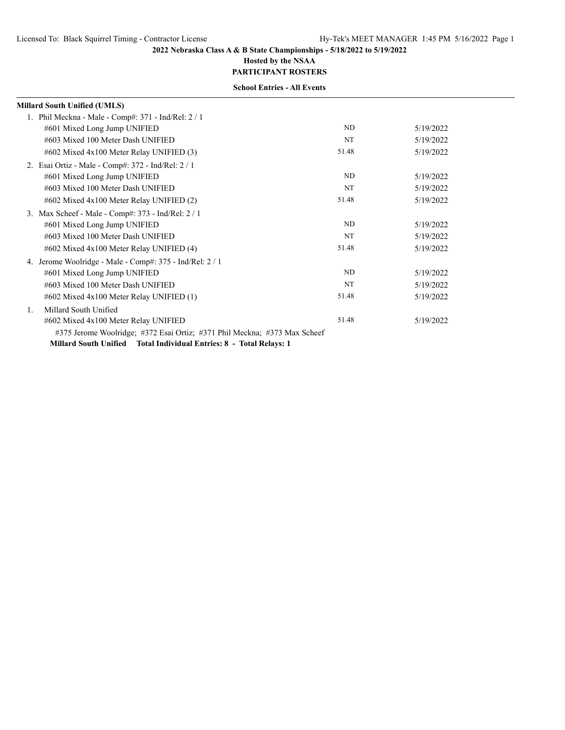**2022 Nebraska Class A & B State Championships - 5/18/2022 to 5/19/2022**

**Hosted by the NSAA**

**PARTICIPANT ROSTERS**

**School Entries - All Events**

**Millard South Unified (UMLS)**

1. Phil Meckna - Male - Comp#: 371 - Ind/Rel: 2 / 1

| Event | Seed | Date |
|---|---|---|
| #601 Mixed Long Jump UNIFIED | ND | 5/19/2022 |
| #603 Mixed 100 Meter Dash UNIFIED | NT | 5/19/2022 |
| #602 Mixed 4x100 Meter Relay UNIFIED (3) | 51.48 | 5/19/2022 |

2. Esai Ortiz - Male - Comp#: 372 - Ind/Rel: 2 / 1

| Event | Seed | Date |
|---|---|---|
| #601 Mixed Long Jump UNIFIED | ND | 5/19/2022 |
| #603 Mixed 100 Meter Dash UNIFIED | NT | 5/19/2022 |
| #602 Mixed 4x100 Meter Relay UNIFIED (2) | 51.48 | 5/19/2022 |

3. Max Scheef - Male - Comp#: 373 - Ind/Rel: 2 / 1

| Event | Seed | Date |
|---|---|---|
| #601 Mixed Long Jump UNIFIED | ND | 5/19/2022 |
| #603 Mixed 100 Meter Dash UNIFIED | NT | 5/19/2022 |
| #602 Mixed 4x100 Meter Relay UNIFIED (4) | 51.48 | 5/19/2022 |

4. Jerome Woolridge - Male - Comp#: 375 - Ind/Rel: 2 / 1

| Event | Seed | Date |
|---|---|---|
| #601 Mixed Long Jump UNIFIED | ND | 5/19/2022 |
| #603 Mixed 100 Meter Dash UNIFIED | NT | 5/19/2022 |
| #602 Mixed 4x100 Meter Relay UNIFIED (1) | 51.48 | 5/19/2022 |

1. Millard South Unified

| Event | Seed | Date |
|---|---|---|
| #602 Mixed 4x100 Meter Relay UNIFIED | 51.48 | 5/19/2022 |

#375 Jerome Woolridge; #372 Esai Ortiz; #371 Phil Meckna; #373 Max Scheef

**Millard South Unified Total Individual Entries: 8 - Total Relays: 1**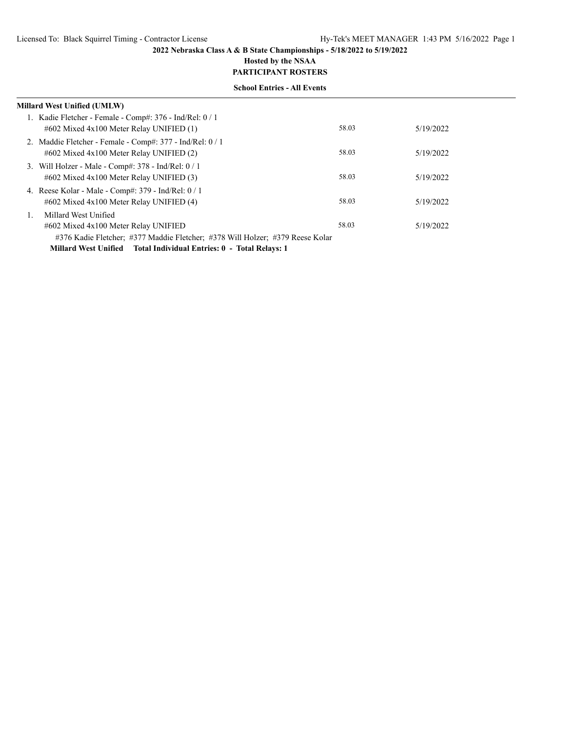**2022 Nebraska Class A & B State Championships - 5/18/2022 to 5/19/2022**

**Hosted by the NSAA**

**PARTICIPANT ROSTERS**

**School Entries - All Events**

**Millard West Unified (UMLW)**

1. Kadie Fletcher - Female - Comp#: 376 - Ind/Rel: 0 / 1
   #602 Mixed 4x100 Meter Relay UNIFIED (1) 58.03 5/19/2022
2. Maddie Fletcher - Female - Comp#: 377 - Ind/Rel: 0 / 1
   #602 Mixed 4x100 Meter Relay UNIFIED (2) 58.03 5/19/2022
3. Will Holzer - Male - Comp#: 378 - Ind/Rel: 0 / 1
   #602 Mixed 4x100 Meter Relay UNIFIED (3) 58.03 5/19/2022
4. Reese Kolar - Male - Comp#: 379 - Ind/Rel: 0 / 1
   #602 Mixed 4x100 Meter Relay UNIFIED (4) 58.03 5/19/2022

1. Millard West Unified
   #602 Mixed 4x100 Meter Relay UNIFIED 58.03 5/19/2022
   #376 Kadie Fletcher; #377 Maddie Fletcher; #378 Will Holzer; #379 Reese Kolar

**Millard West Unified Total Individual Entries: 0 - Total Relays: 1**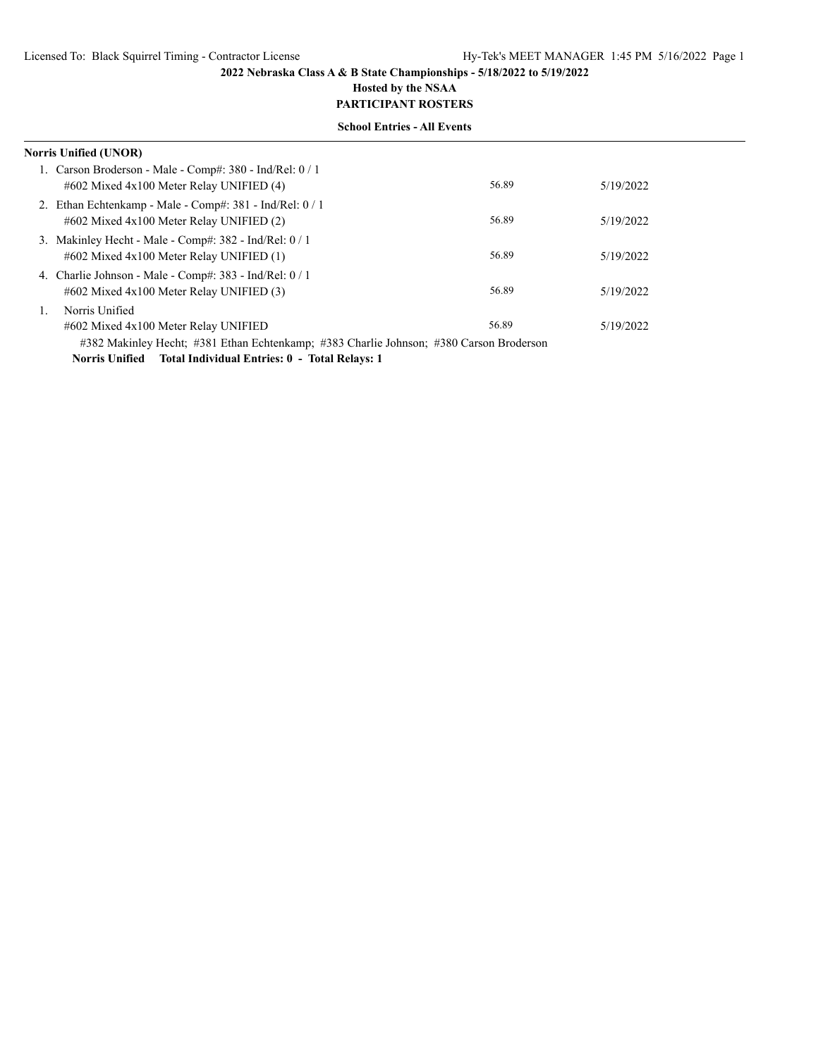**2022 Nebraska Class A & B State Championships - 5/18/2022 to 5/19/2022**

**Hosted by the NSAA**

**PARTICIPANT ROSTERS**

**School Entries - All Events**

**Norris Unified (UNOR)**

1. Carson Broderson - Male - Comp#: 380 - Ind/Rel: 0 / 1
   #602 Mixed 4x100 Meter Relay UNIFIED (4) 56.89 5/19/2022
2. Ethan Echtenkamp - Male - Comp#: 381 - Ind/Rel: 0 / 1
   #602 Mixed 4x100 Meter Relay UNIFIED (2) 56.89 5/19/2022
3. Makinley Hecht - Male - Comp#: 382 - Ind/Rel: 0 / 1
   #602 Mixed 4x100 Meter Relay UNIFIED (1) 56.89 5/19/2022
4. Charlie Johnson - Male - Comp#: 383 - Ind/Rel: 0 / 1
   #602 Mixed 4x100 Meter Relay UNIFIED (3) 56.89 5/19/2022

1. Norris Unified
   #602 Mixed 4x100 Meter Relay UNIFIED 56.89 5/19/2022
   #382 Makinley Hecht; #381 Ethan Echtenkamp; #383 Charlie Johnson; #380 Carson Broderson

**Norris Unified Total Individual Entries: 0 - Total Relays: 1**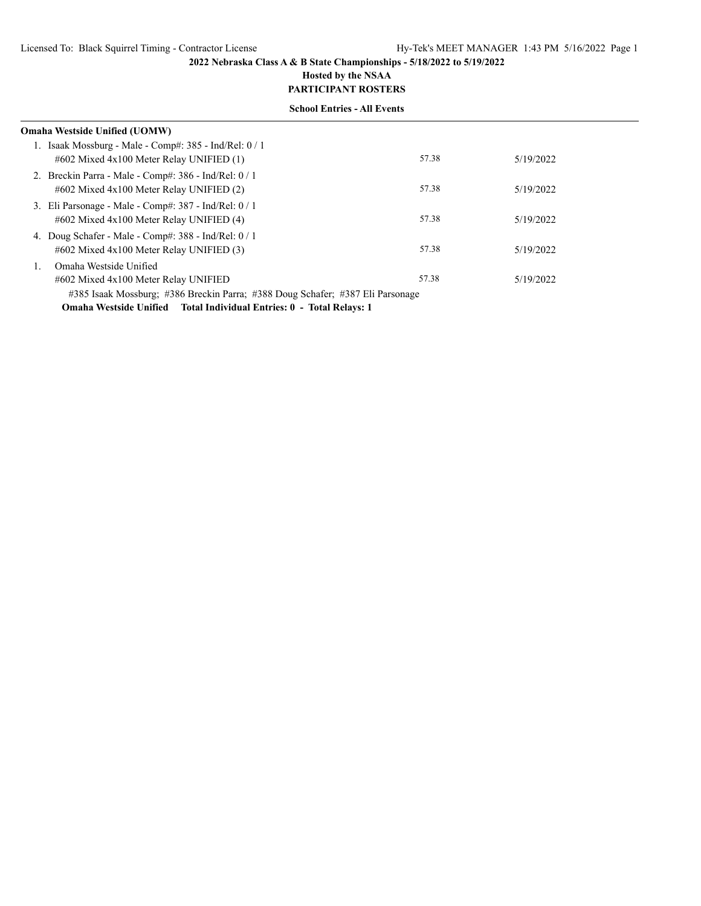**2022 Nebraska Class A & B State Championships - 5/18/2022 to 5/19/2022**

**Hosted by the NSAA**

**PARTICIPANT ROSTERS**

**School Entries - All Events**

**Omaha Westside Unified (UOMW)**

1. Isaak Mossburg - Male - Comp#: 385 - Ind/Rel: 0 / 1
   #602 Mixed 4x100 Meter Relay UNIFIED (1) — 57.38 — 5/19/2022
2. Breckin Parra - Male - Comp#: 386 - Ind/Rel: 0 / 1
   #602 Mixed 4x100 Meter Relay UNIFIED (2) — 57.38 — 5/19/2022
3. Eli Parsonage - Male - Comp#: 387 - Ind/Rel: 0 / 1
   #602 Mixed 4x100 Meter Relay UNIFIED (4) — 57.38 — 5/19/2022
4. Doug Schafer - Male - Comp#: 388 - Ind/Rel: 0 / 1
   #602 Mixed 4x100 Meter Relay UNIFIED (3) — 57.38 — 5/19/2022

1. Omaha Westside Unified
   #602 Mixed 4x100 Meter Relay UNIFIED — 57.38 — 5/19/2022
   #385 Isaak Mossburg; #386 Breckin Parra; #388 Doug Schafer; #387 Eli Parsonage

**Omaha Westside Unified Total Individual Entries: 0 - Total Relays: 1**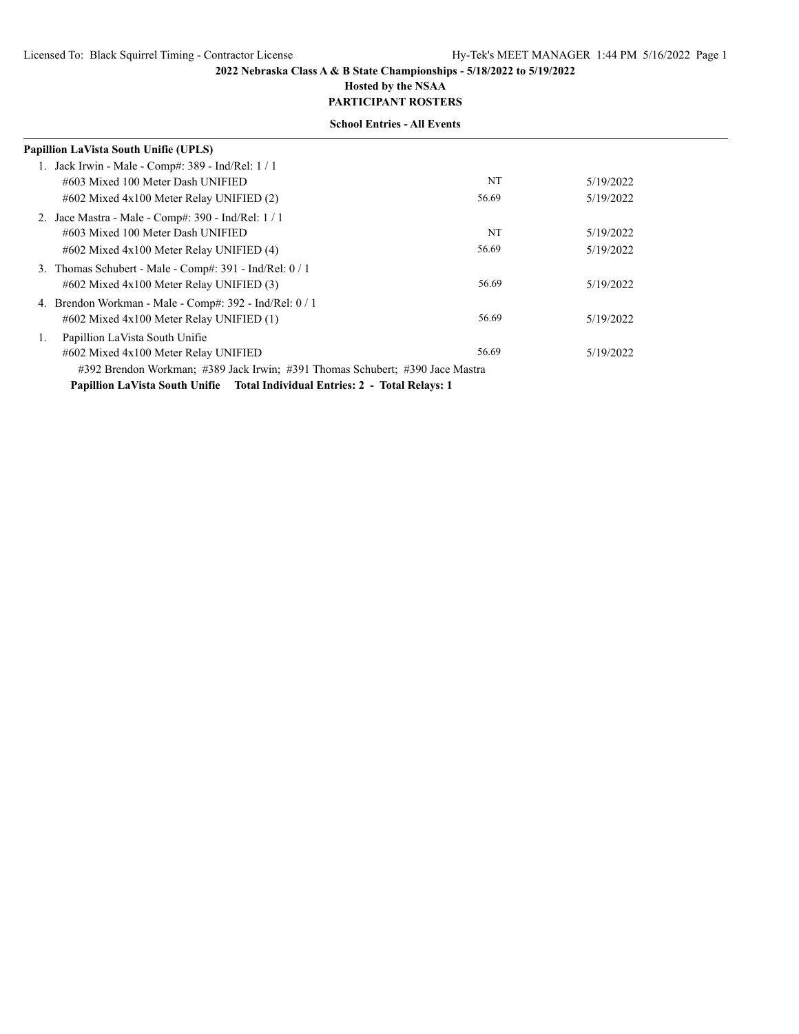**2022 Nebraska Class A & B State Championships - 5/18/2022 to 5/19/2022**

**Hosted by the NSAA**

**PARTICIPANT ROSTERS**

**School Entries - All Events**

**Papillion LaVista South Unifie (UPLS)**

1. Jack Irwin - Male - Comp#: 389 - Ind/Rel: 1 / 1

| | | |
|---|---|---|
| #603 Mixed 100 Meter Dash UNIFIED | NT | 5/19/2022 |
| #602 Mixed 4x100 Meter Relay UNIFIED (2) | 56.69 | 5/19/2022 |

2. Jace Mastra - Male - Comp#: 390 - Ind/Rel: 1 / 1

| | | |
|---|---|---|
| #603 Mixed 100 Meter Dash UNIFIED | NT | 5/19/2022 |
| #602 Mixed 4x100 Meter Relay UNIFIED (4) | 56.69 | 5/19/2022 |

3. Thomas Schubert - Male - Comp#: 391 - Ind/Rel: 0 / 1

| | | |
|---|---|---|
| #602 Mixed 4x100 Meter Relay UNIFIED (3) | 56.69 | 5/19/2022 |

4. Brendon Workman - Male - Comp#: 392 - Ind/Rel: 0 / 1

| | | |
|---|---|---|
| #602 Mixed 4x100 Meter Relay UNIFIED (1) | 56.69 | 5/19/2022 |

1. Papillion LaVista South Unifie

| | | |
|---|---|---|
| #602 Mixed 4x100 Meter Relay UNIFIED | 56.69 | 5/19/2022 |

#392 Brendon Workman; #389 Jack Irwin; #391 Thomas Schubert; #390 Jace Mastra

**Papillion LaVista South Unifie Total Individual Entries: 2 - Total Relays: 1**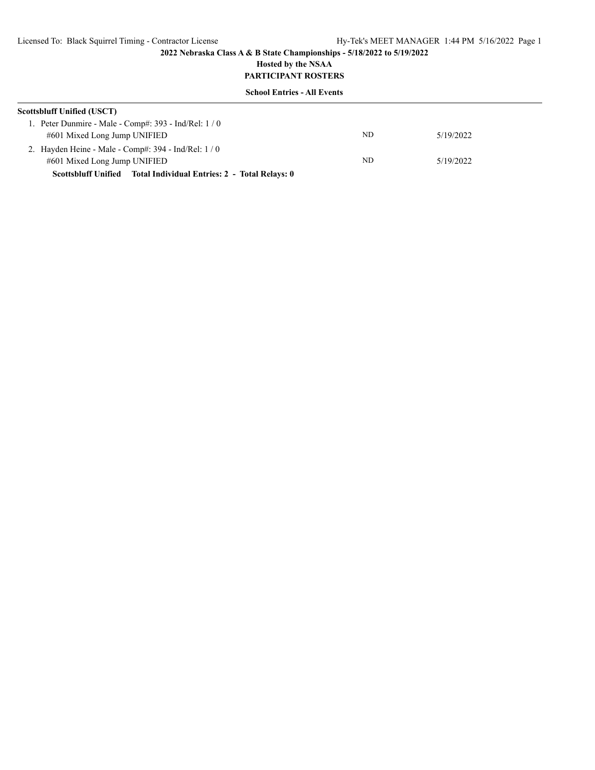**2022 Nebraska Class A & B State Championships - 5/18/2022 to 5/19/2022**

**Hosted by the NSAA**

**PARTICIPANT ROSTERS**

**School Entries - All Events**

**Scottsbluff Unified (USCT)**

1. Peter Dunmire - Male - Comp#: 393 - Ind/Rel: 1 / 0
   #601 Mixed Long Jump UNIFIED ND 5/19/2022
2. Hayden Heine - Male - Comp#: 394 - Ind/Rel: 1 / 0
   #601 Mixed Long Jump UNIFIED ND 5/19/2022

**Scottsbluff Unified Total Individual Entries: 2 - Total Relays: 0**